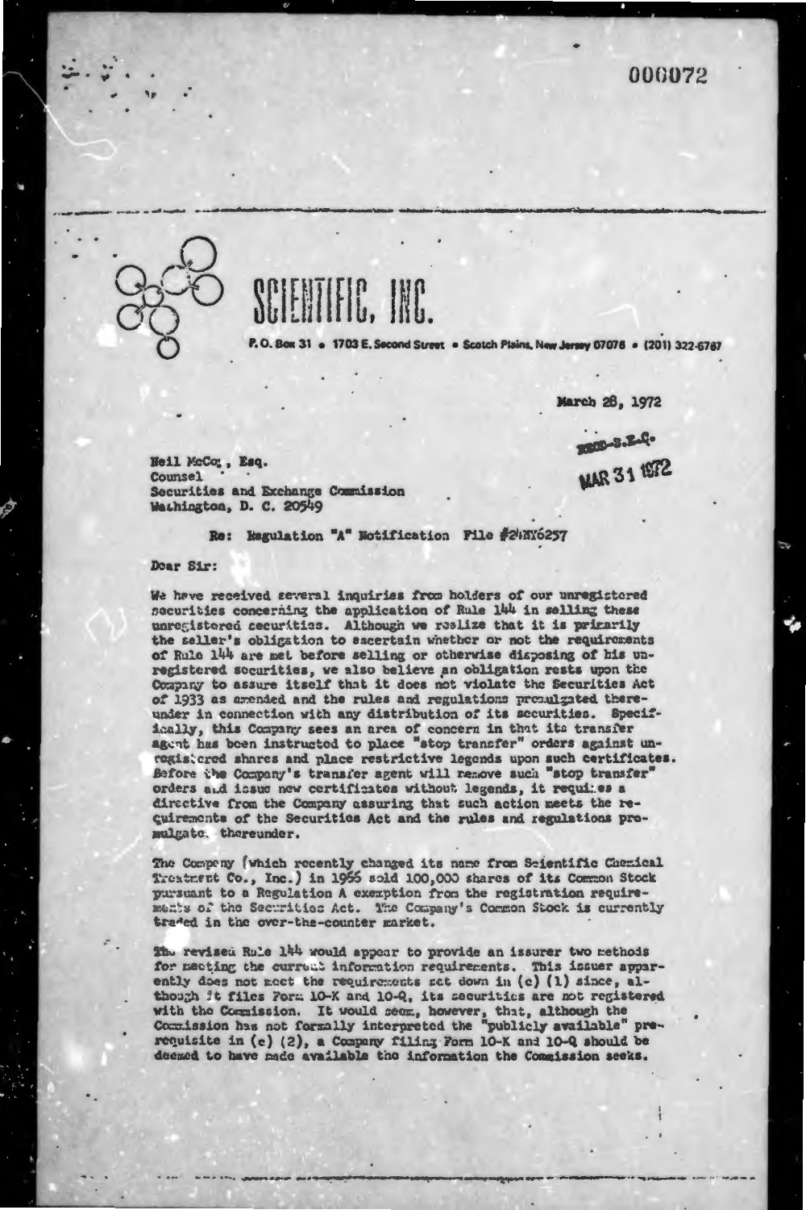000072

# SCIENTIFIC, INC.

P.O. Box 31 • 1703 E. Second Street • Scotch Plains, New Jersey 07076 • (201) 322-6787

March 28, 1972

RECD-S.E.C.
MAR 31 1972

Neil McCo , Esq.
Counsel
Securities and Exchange Commission
Washington, D. C. 20549

Re: Regulation "A" Notification File #24NY6257

Dear Sir:

We have received several inquiries from holders of our unregistered securities concerning the application of Rule 144 in selling these unregistered securities. Although we realize that it is primarily the seller's obligation to ascertain whether or not the requirements of Rule 144 are met before selling or otherwise disposing of his unregistered securities, we also believe an obligation rests upon the Company to assure itself that it does not violate the Securities Act of 1933 as amended and the rules and regulations promulgated thereunder in connection with any distribution of its securities. Specifically, this Company sees an area of concern in that its transfer agent has been instructed to place "stop transfer" orders against unregistered shares and place restrictive legends upon such certificates. Before the Company's transfer agent will remove such "stop transfer" orders and issue new certificates without legends, it requires a directive from the Company assuring that such action meets the requirements of the Securities Act and the rules and regulations promulgated thereunder.

The Company (which recently changed its name from Scientific Chemical Treatment Co., Inc.) in 1966 sold 100,000 shares of its Common Stock pursuant to a Regulation A exemption from the registration requirements of the Securities Act. The Company's Common Stock is currently traded in the over-the-counter market.

The revised Rule 144 would appear to provide an issurer two methods for meeting the current information requirements. This issuer apparently does not meet the requirements set down in (c) (1) since, although it files Form 10-K and 10-Q, its securities are not registered with the Commission. It would seem, however, that, although the Commission has not formally interpreted the "publicly available" prerequisite in (c) (2), a Company filing Form 10-K and 10-Q should be deemed to have made available the information the Commission seeks.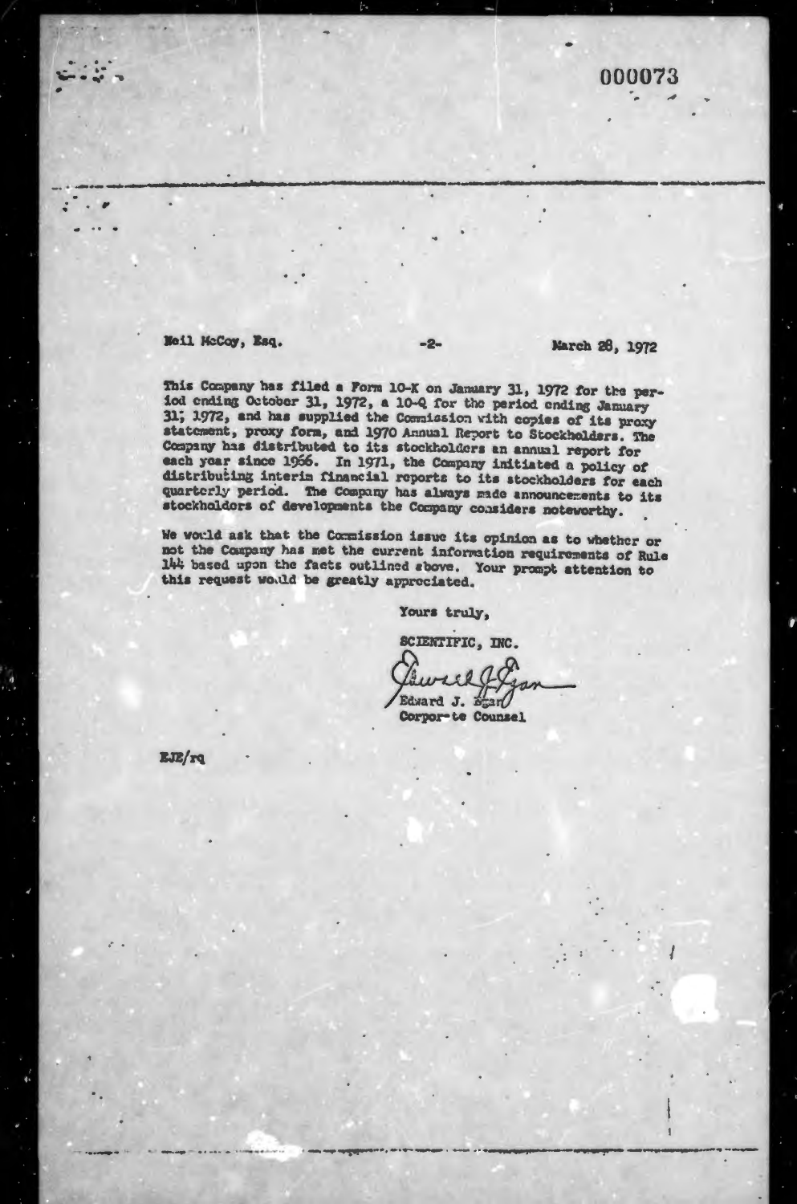Neil McCoy, Esq. -2- March 28, 1972

This Company has filed a Form 10-K on January 31, 1972 for the period ending October 31, 1972, a 10-Q for the period ending January 31, 1972, and has supplied the Commission with copies of its proxy statement, proxy form, and 1970 Annual Report to Stockholders. The Company has distributed to its stockholders an annual report for each year since 1966. In 1971, the Company initiated a policy of distributing interim financial reports to its stockholders for each quarterly period. The Company has always made announcements to its stockholders of developments the Company considers noteworthy.

We would ask that the Commission issue its opinion as to whether or not the Company has met the current information requirements of Rule 144 based upon the facts outlined above. Your prompt attention to this request would be greatly appreciated.

Yours truly,

SCIENTIFIC, INC.

Edward J. Egan
Corporate Counsel

EJE/rq